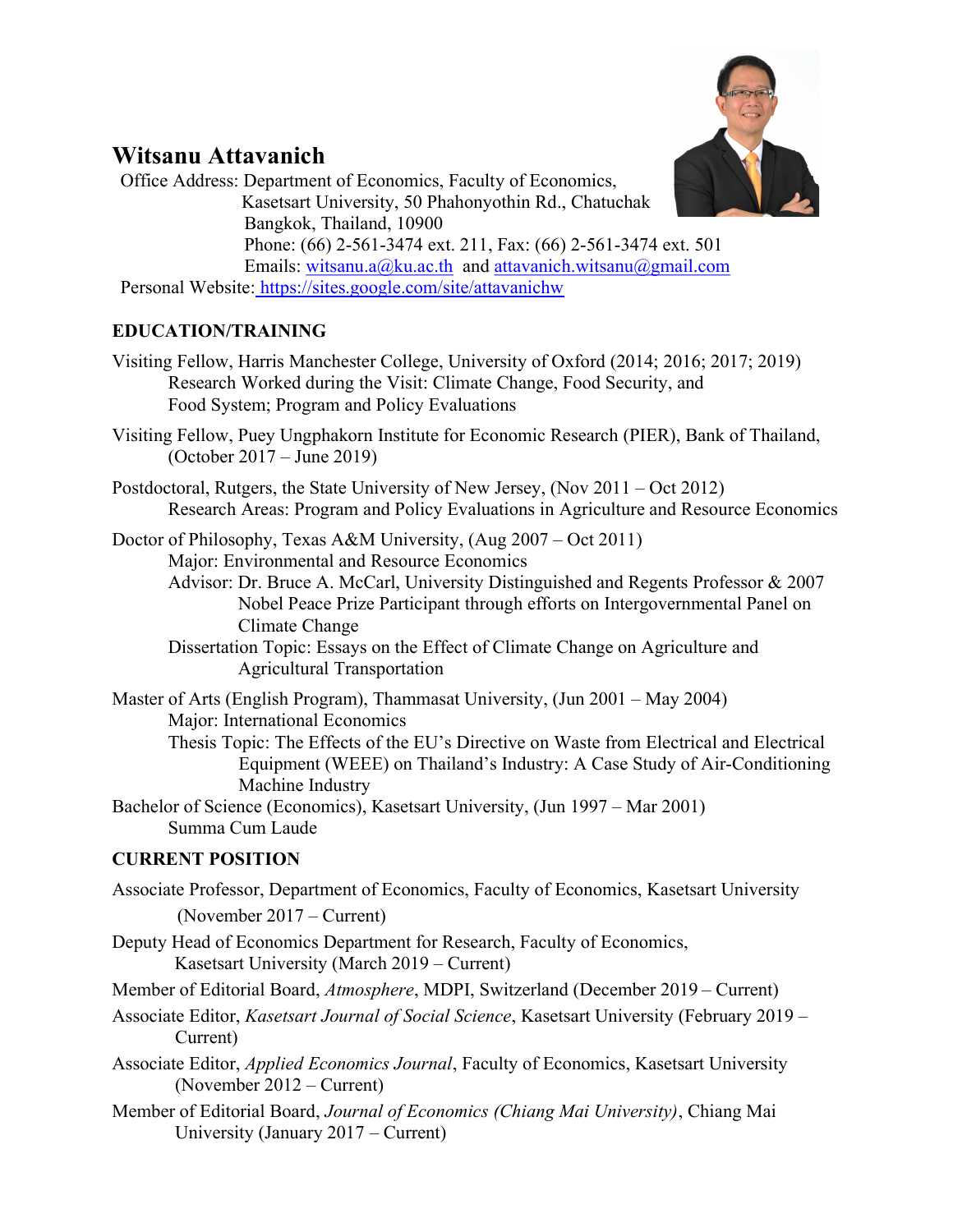# Witsanu Attavanich

Office Address: Department of Economics, Faculty of Economics,
Kasetsart University, 50 Phahonyothin Rd., Chatuchak
Bangkok, Thailand, 10900
Phone: (66) 2-561-3474 ext. 211, Fax: (66) 2-561-3474 ext. 501
Emails: witsanu.a@ku.ac.th and attavanich.witsanu@gmail.com

Personal Website: https://sites.google.com/site/attavanichw

## EDUCATION/TRAINING

Visiting Fellow, Harris Manchester College, University of Oxford (2014; 2016; 2017; 2019)
Research Worked during the Visit: Climate Change, Food Security, and Food System; Program and Policy Evaluations

Visiting Fellow, Puey Ungphakorn Institute for Economic Research (PIER), Bank of Thailand, (October 2017 – June 2019)

Postdoctoral, Rutgers, the State University of New Jersey, (Nov 2011 – Oct 2012)
Research Areas: Program and Policy Evaluations in Agriculture and Resource Economics

Doctor of Philosophy, Texas A&M University, (Aug 2007 – Oct 2011)
Major: Environmental and Resource Economics
Advisor: Dr. Bruce A. McCarl, University Distinguished and Regents Professor & 2007 Nobel Peace Prize Participant through efforts on Intergovernmental Panel on Climate Change
Dissertation Topic: Essays on the Effect of Climate Change on Agriculture and Agricultural Transportation

Master of Arts (English Program), Thammasat University, (Jun 2001 – May 2004)
Major: International Economics
Thesis Topic: The Effects of the EU's Directive on Waste from Electrical and Electrical Equipment (WEEE) on Thailand's Industry: A Case Study of Air-Conditioning Machine Industry

Bachelor of Science (Economics), Kasetsart University, (Jun 1997 – Mar 2001)
Summa Cum Laude

## CURRENT POSITION

Associate Professor, Department of Economics, Faculty of Economics, Kasetsart University (November 2017 – Current)

Deputy Head of Economics Department for Research, Faculty of Economics, Kasetsart University (March 2019 – Current)

Member of Editorial Board, *Atmosphere*, MDPI, Switzerland (December 2019 – Current)

Associate Editor, *Kasetsart Journal of Social Science*, Kasetsart University (February 2019 – Current)

Associate Editor, *Applied Economics Journal*, Faculty of Economics, Kasetsart University (November 2012 – Current)

Member of Editorial Board, *Journal of Economics (Chiang Mai University)*, Chiang Mai University (January 2017 – Current)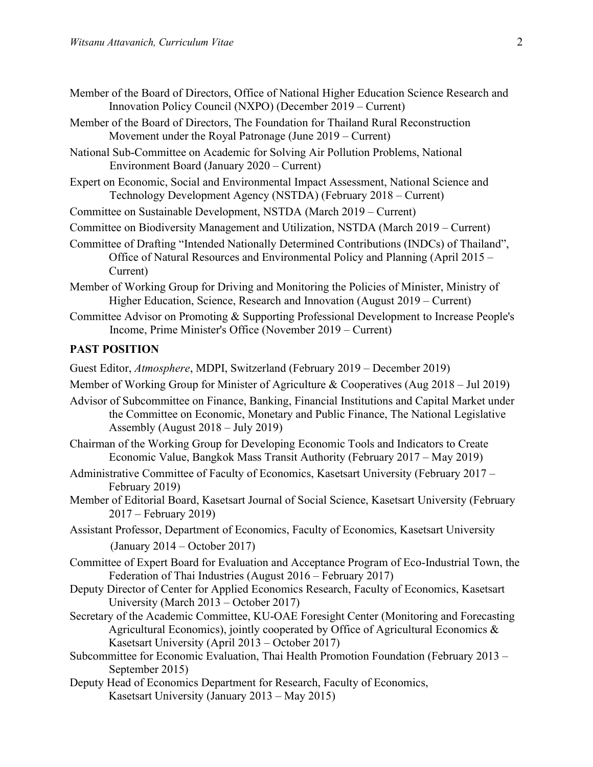Member of the Board of Directors, Office of National Higher Education Science Research and Innovation Policy Council (NXPO) (December 2019 – Current)

Member of the Board of Directors, The Foundation for Thailand Rural Reconstruction Movement under the Royal Patronage (June 2019 – Current)

National Sub-Committee on Academic for Solving Air Pollution Problems, National Environment Board (January 2020 – Current)

Expert on Economic, Social and Environmental Impact Assessment, National Science and Technology Development Agency (NSTDA) (February 2018 – Current)

Committee on Sustainable Development, NSTDA (March 2019 – Current)

Committee on Biodiversity Management and Utilization, NSTDA (March 2019 – Current)

Committee of Drafting "Intended Nationally Determined Contributions (INDCs) of Thailand", Office of Natural Resources and Environmental Policy and Planning (April 2015 – Current)

Member of Working Group for Driving and Monitoring the Policies of Minister, Ministry of Higher Education, Science, Research and Innovation (August 2019 – Current)

Committee Advisor on Promoting & Supporting Professional Development to Increase People's Income, Prime Minister's Office (November 2019 – Current)

**PAST POSITION**

Guest Editor, *Atmosphere*, MDPI, Switzerland (February 2019 – December 2019)

Member of Working Group for Minister of Agriculture & Cooperatives (Aug 2018 – Jul 2019)

Advisor of Subcommittee on Finance, Banking, Financial Institutions and Capital Market under the Committee on Economic, Monetary and Public Finance, The National Legislative Assembly (August 2018 – July 2019)

Chairman of the Working Group for Developing Economic Tools and Indicators to Create Economic Value, Bangkok Mass Transit Authority (February 2017 – May 2019)

Administrative Committee of Faculty of Economics, Kasetsart University (February 2017 – February 2019)

Member of Editorial Board, Kasetsart Journal of Social Science, Kasetsart University (February 2017 – February 2019)

Assistant Professor, Department of Economics, Faculty of Economics, Kasetsart University (January 2014 – October 2017)

Committee of Expert Board for Evaluation and Acceptance Program of Eco-Industrial Town, the Federation of Thai Industries (August 2016 – February 2017)

Deputy Director of Center for Applied Economics Research, Faculty of Economics, Kasetsart University (March 2013 – October 2017)

Secretary of the Academic Committee, KU-OAE Foresight Center (Monitoring and Forecasting Agricultural Economics), jointly cooperated by Office of Agricultural Economics & Kasetsart University (April 2013 – October 2017)

Subcommittee for Economic Evaluation, Thai Health Promotion Foundation (February 2013 – September 2015)

Deputy Head of Economics Department for Research, Faculty of Economics, Kasetsart University (January 2013 – May 2015)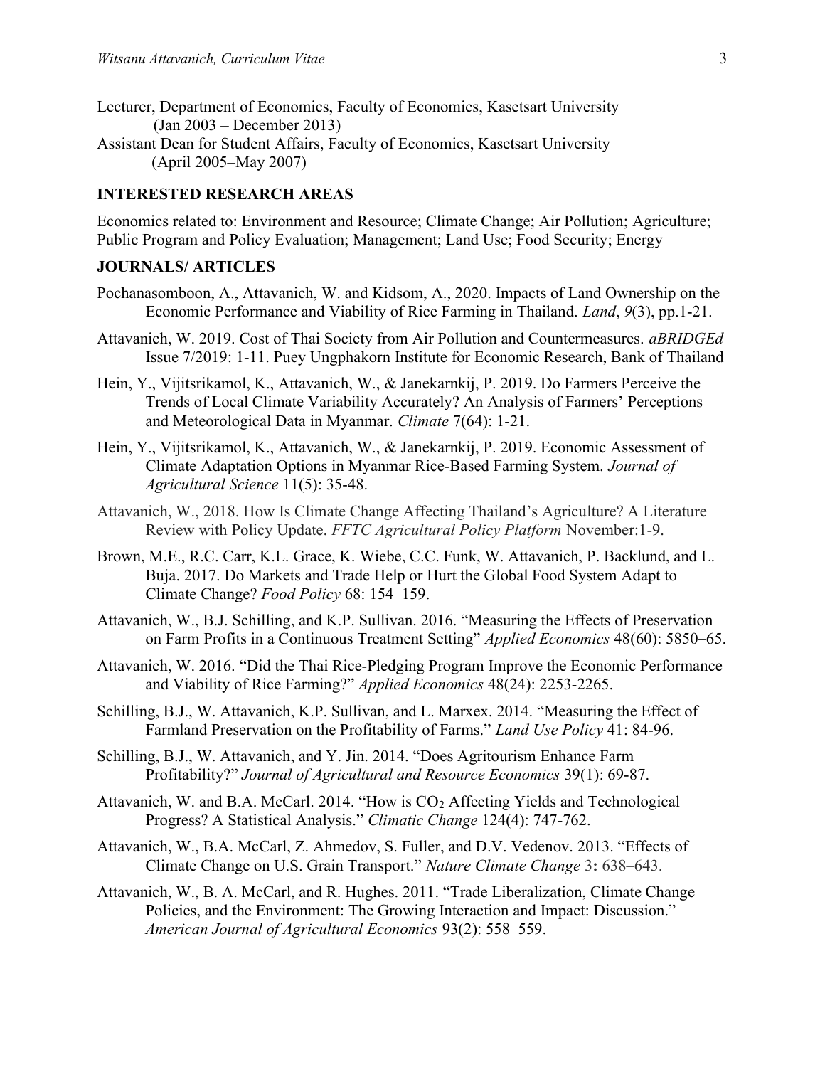Lecturer, Department of Economics, Faculty of Economics, Kasetsart University
(Jan 2003 – December 2013)

Assistant Dean for Student Affairs, Faculty of Economics, Kasetsart University
(April 2005–May 2007)

## INTERESTED RESEARCH AREAS

Economics related to: Environment and Resource; Climate Change; Air Pollution; Agriculture; Public Program and Policy Evaluation; Management; Land Use; Food Security; Energy

## JOURNALS/ ARTICLES

Pochanasomboon, A., Attavanich, W. and Kidsom, A., 2020. Impacts of Land Ownership on the Economic Performance and Viability of Rice Farming in Thailand. *Land*, *9*(3), pp.1-21.

Attavanich, W. 2019. Cost of Thai Society from Air Pollution and Countermeasures. *aBRIDGEd* Issue 7/2019: 1-11. Puey Ungphakorn Institute for Economic Research, Bank of Thailand

Hein, Y., Vijitsrikamol, K., Attavanich, W., & Janekarnkij, P. 2019. Do Farmers Perceive the Trends of Local Climate Variability Accurately? An Analysis of Farmers' Perceptions and Meteorological Data in Myanmar. *Climate* 7(64): 1-21.

Hein, Y., Vijitsrikamol, K., Attavanich, W., & Janekarnkij, P. 2019. Economic Assessment of Climate Adaptation Options in Myanmar Rice-Based Farming System. *Journal of Agricultural Science* 11(5): 35-48.

Attavanich, W., 2018. How Is Climate Change Affecting Thailand's Agriculture? A Literature Review with Policy Update. *FFTC Agricultural Policy Platform* November:1-9.

Brown, M.E., R.C. Carr, K.L. Grace, K. Wiebe, C.C. Funk, W. Attavanich, P. Backlund, and L. Buja. 2017. Do Markets and Trade Help or Hurt the Global Food System Adapt to Climate Change? *Food Policy* 68: 154–159.

Attavanich, W., B.J. Schilling, and K.P. Sullivan. 2016. "Measuring the Effects of Preservation on Farm Profits in a Continuous Treatment Setting" *Applied Economics* 48(60): 5850–65.

Attavanich, W. 2016. "Did the Thai Rice-Pledging Program Improve the Economic Performance and Viability of Rice Farming?" *Applied Economics* 48(24): 2253-2265.

Schilling, B.J., W. Attavanich, K.P. Sullivan, and L. Marxex. 2014. "Measuring the Effect of Farmland Preservation on the Profitability of Farms." *Land Use Policy* 41: 84-96.

Schilling, B.J., W. Attavanich, and Y. Jin. 2014. "Does Agritourism Enhance Farm Profitability?" *Journal of Agricultural and Resource Economics* 39(1): 69-87.

Attavanich, W. and B.A. McCarl. 2014. "How is $CO_2$ Affecting Yields and Technological Progress? A Statistical Analysis." *Climatic Change* 124(4): 747-762.

Attavanich, W., B.A. McCarl, Z. Ahmedov, S. Fuller, and D.V. Vedenov. 2013. "Effects of Climate Change on U.S. Grain Transport." *Nature Climate Change* 3**:** 638–643.

Attavanich, W., B. A. McCarl, and R. Hughes. 2011. "Trade Liberalization, Climate Change Policies, and the Environment: The Growing Interaction and Impact: Discussion." *American Journal of Agricultural Economics* 93(2): 558–559.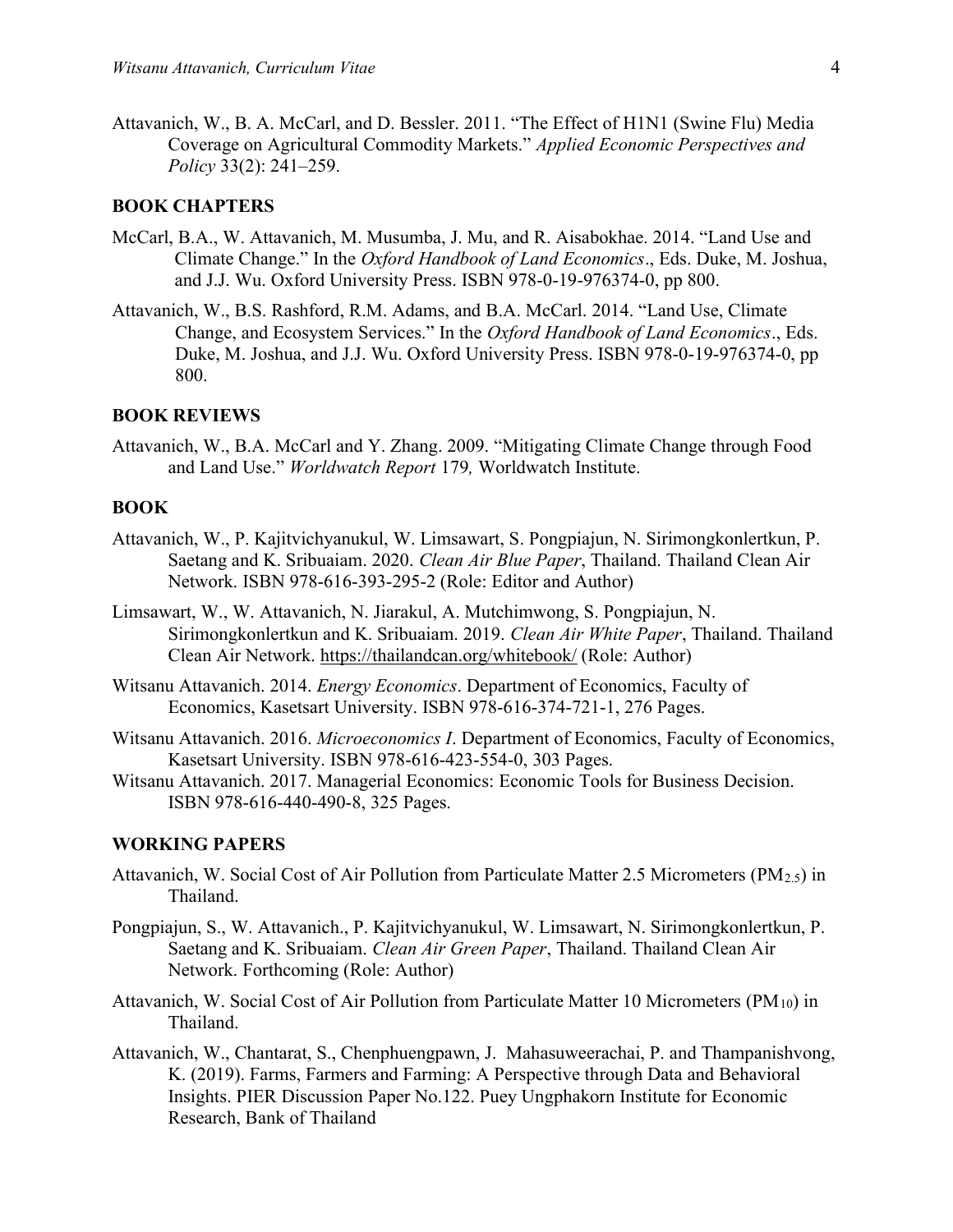Attavanich, W., B. A. McCarl, and D. Bessler. 2011. "The Effect of H1N1 (Swine Flu) Media Coverage on Agricultural Commodity Markets." *Applied Economic Perspectives and Policy* 33(2): 241–259.

## BOOK CHAPTERS

McCarl, B.A., W. Attavanich, M. Musumba, J. Mu, and R. Aisabokhae. 2014. "Land Use and Climate Change." In the *Oxford Handbook of Land Economics*., Eds. Duke, M. Joshua, and J.J. Wu. Oxford University Press. ISBN 978-0-19-976374-0, pp 800.

Attavanich, W., B.S. Rashford, R.M. Adams, and B.A. McCarl. 2014. "Land Use, Climate Change, and Ecosystem Services." In the *Oxford Handbook of Land Economics*., Eds. Duke, M. Joshua, and J.J. Wu. Oxford University Press. ISBN 978-0-19-976374-0, pp 800.

## BOOK REVIEWS

Attavanich, W., B.A. McCarl and Y. Zhang. 2009. "Mitigating Climate Change through Food and Land Use." *Worldwatch Report* 179*,* Worldwatch Institute.

## BOOK

Attavanich, W., P. Kajitvichyanukul, W. Limsawart, S. Pongpiajun, N. Sirimongkonlertkun, P. Saetang and K. Sribuaiam. 2020. *Clean Air Blue Paper*, Thailand. Thailand Clean Air Network. ISBN 978-616-393-295-2 (Role: Editor and Author)

Limsawart, W., W. Attavanich, N. Jiarakul, A. Mutchimwong, S. Pongpiajun, N. Sirimongkonlertkun and K. Sribuaiam. 2019. *Clean Air White Paper*, Thailand. Thailand Clean Air Network. https://thailandcan.org/whitebook/ (Role: Author)

Witsanu Attavanich. 2014. *Energy Economics*. Department of Economics, Faculty of Economics, Kasetsart University. ISBN 978-616-374-721-1, 276 Pages.

Witsanu Attavanich. 2016. *Microeconomics I*. Department of Economics, Faculty of Economics, Kasetsart University. ISBN 978-616-423-554-0, 303 Pages.

Witsanu Attavanich. 2017. Managerial Economics: Economic Tools for Business Decision. ISBN 978-616-440-490-8, 325 Pages.

## WORKING PAPERS

Attavanich, W. Social Cost of Air Pollution from Particulate Matter 2.5 Micrometers ($PM_{2.5}$) in Thailand.

Pongpiajun, S., W. Attavanich., P. Kajitvichyanukul, W. Limsawart, N. Sirimongkonlertkun, P. Saetang and K. Sribuaiam. *Clean Air Green Paper*, Thailand. Thailand Clean Air Network. Forthcoming (Role: Author)

Attavanich, W. Social Cost of Air Pollution from Particulate Matter 10 Micrometers ($PM_{10}$) in Thailand.

Attavanich, W., Chantarat, S., Chenphuengpawn, J. Mahasuweerachai, P. and Thampanishvong, K. (2019). Farms, Farmers and Farming: A Perspective through Data and Behavioral Insights. PIER Discussion Paper No.122. Puey Ungphakorn Institute for Economic Research, Bank of Thailand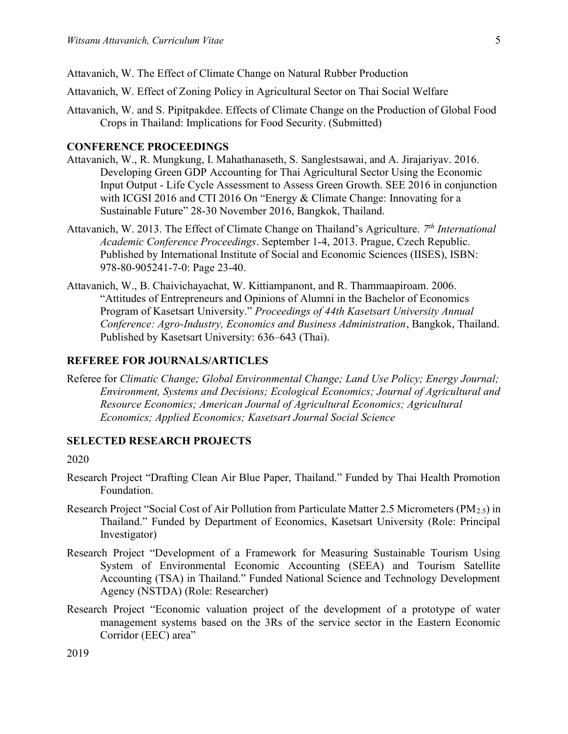Attavanich, W. The Effect of Climate Change on Natural Rubber Production

Attavanich, W. Effect of Zoning Policy in Agricultural Sector on Thai Social Welfare

Attavanich, W. and S. Pipitpakdee. Effects of Climate Change on the Production of Global Food Crops in Thailand: Implications for Food Security. (Submitted)

## CONFERENCE PROCEEDINGS

Attavanich, W., R. Mungkung, I. Mahathanaseth, S. Sanglestsawai, and A. Jirajariyav. 2016. Developing Green GDP Accounting for Thai Agricultural Sector Using the Economic Input Output - Life Cycle Assessment to Assess Green Growth. SEE 2016 in conjunction with ICGSI 2016 and CTI 2016 On "Energy & Climate Change: Innovating for a Sustainable Future" 28-30 November 2016, Bangkok, Thailand.

Attavanich, W. 2013. The Effect of Climate Change on Thailand's Agriculture. *7th International Academic Conference Proceedings*. September 1-4, 2013. Prague, Czech Republic. Published by International Institute of Social and Economic Sciences (IISES), ISBN: 978-80-905241-7-0: Page 23-40.

Attavanich, W., B. Chaivichayachat, W. Kittiampanont, and R. Thammaapiroam. 2006. "Attitudes of Entrepreneurs and Opinions of Alumni in the Bachelor of Economics Program of Kasetsart University." *Proceedings of 44th Kasetsart University Annual Conference: Agro-Industry, Economics and Business Administration*, Bangkok, Thailand. Published by Kasetsart University: 636–643 (Thai).

## REFEREE FOR JOURNALS/ARTICLES

Referee for *Climatic Change; Global Environmental Change; Land Use Policy; Energy Journal; Environment, Systems and Decisions; Ecological Economics; Journal of Agricultural and Resource Economics; American Journal of Agricultural Economics; Agricultural Economics; Applied Economics; Kasetsart Journal Social Science*

## SELECTED RESEARCH PROJECTS

2020

Research Project "Drafting Clean Air Blue Paper, Thailand." Funded by Thai Health Promotion Foundation.

Research Project "Social Cost of Air Pollution from Particulate Matter 2.5 Micrometers ($PM_{2.5}$) in Thailand." Funded by Department of Economics, Kasetsart University (Role: Principal Investigator)

Research Project "Development of a Framework for Measuring Sustainable Tourism Using System of Environmental Economic Accounting (SEEA) and Tourism Satellite Accounting (TSA) in Thailand." Funded National Science and Technology Development Agency (NSTDA) (Role: Researcher)

Research Project "Economic valuation project of the development of a prototype of water management systems based on the 3Rs of the service sector in the Eastern Economic Corridor (EEC) area"

2019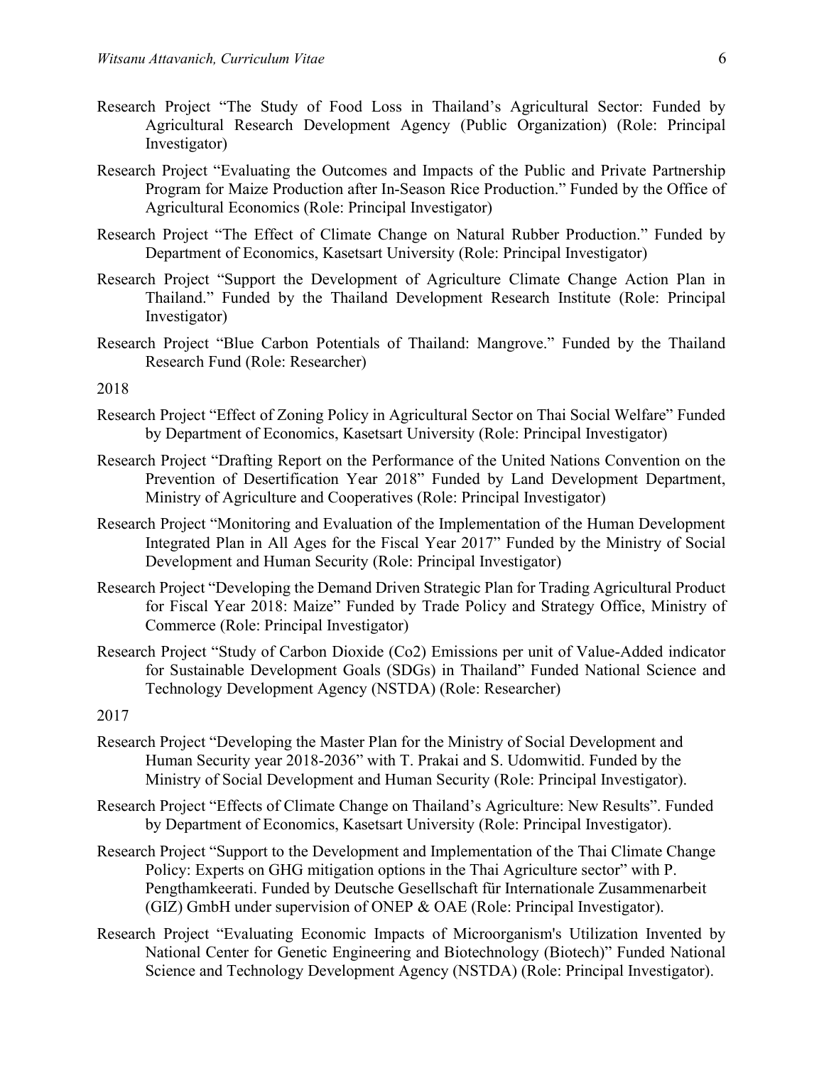Research Project "The Study of Food Loss in Thailand's Agricultural Sector: Funded by Agricultural Research Development Agency (Public Organization) (Role: Principal Investigator)

Research Project "Evaluating the Outcomes and Impacts of the Public and Private Partnership Program for Maize Production after In-Season Rice Production." Funded by the Office of Agricultural Economics (Role: Principal Investigator)

Research Project "The Effect of Climate Change on Natural Rubber Production." Funded by Department of Economics, Kasetsart University (Role: Principal Investigator)

Research Project "Support the Development of Agriculture Climate Change Action Plan in Thailand." Funded by the Thailand Development Research Institute (Role: Principal Investigator)

Research Project "Blue Carbon Potentials of Thailand: Mangrove." Funded by the Thailand Research Fund (Role: Researcher)

2018

Research Project "Effect of Zoning Policy in Agricultural Sector on Thai Social Welfare" Funded by Department of Economics, Kasetsart University (Role: Principal Investigator)

Research Project "Drafting Report on the Performance of the United Nations Convention on the Prevention of Desertification Year 2018" Funded by Land Development Department, Ministry of Agriculture and Cooperatives (Role: Principal Investigator)

Research Project "Monitoring and Evaluation of the Implementation of the Human Development Integrated Plan in All Ages for the Fiscal Year 2017" Funded by the Ministry of Social Development and Human Security (Role: Principal Investigator)

Research Project "Developing the Demand Driven Strategic Plan for Trading Agricultural Product for Fiscal Year 2018: Maize" Funded by Trade Policy and Strategy Office, Ministry of Commerce (Role: Principal Investigator)

Research Project "Study of Carbon Dioxide (Co2) Emissions per unit of Value-Added indicator for Sustainable Development Goals (SDGs) in Thailand" Funded National Science and Technology Development Agency (NSTDA) (Role: Researcher)

2017

Research Project "Developing the Master Plan for the Ministry of Social Development and Human Security year 2018-2036" with T. Prakai and S. Udomwitid. Funded by the Ministry of Social Development and Human Security (Role: Principal Investigator).

Research Project "Effects of Climate Change on Thailand's Agriculture: New Results". Funded by Department of Economics, Kasetsart University (Role: Principal Investigator).

Research Project "Support to the Development and Implementation of the Thai Climate Change Policy: Experts on GHG mitigation options in the Thai Agriculture sector" with P. Pengthamkeerati. Funded by Deutsche Gesellschaft für Internationale Zusammenarbeit (GIZ) GmbH under supervision of ONEP & OAE (Role: Principal Investigator).

Research Project "Evaluating Economic Impacts of Microorganism's Utilization Invented by National Center for Genetic Engineering and Biotechnology (Biotech)" Funded National Science and Technology Development Agency (NSTDA) (Role: Principal Investigator).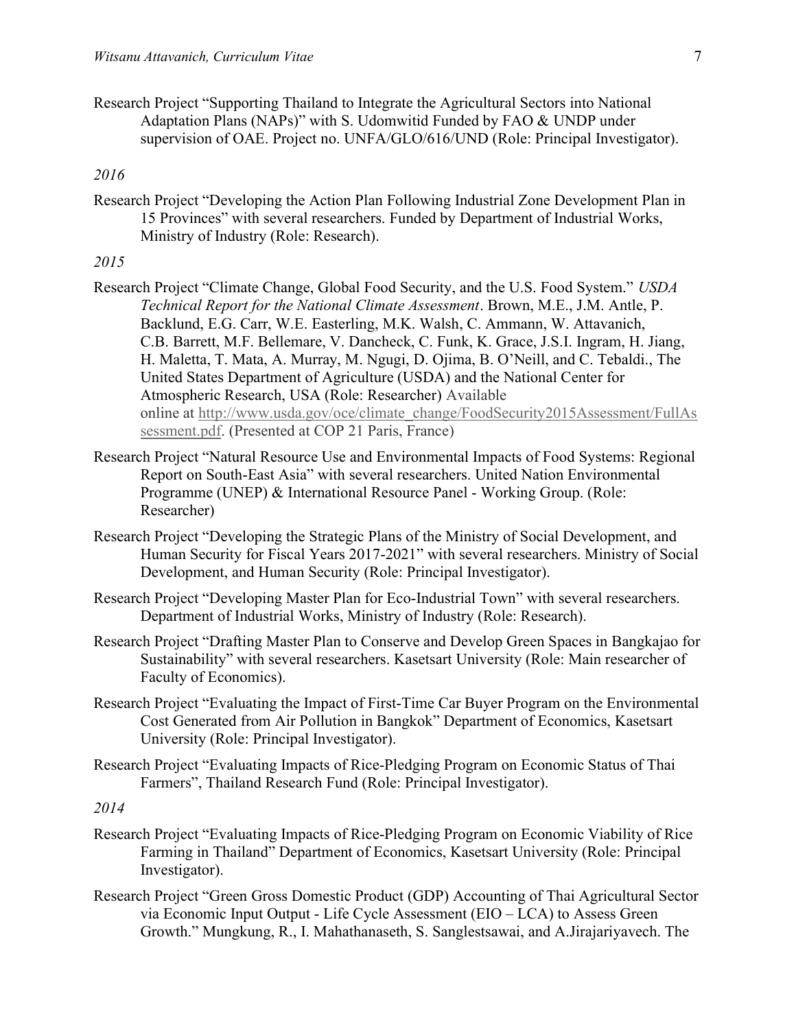Research Project "Supporting Thailand to Integrate the Agricultural Sectors into National Adaptation Plans (NAPs)" with S. Udomwitid Funded by FAO & UNDP under supervision of OAE. Project no. UNFA/GLO/616/UND (Role: Principal Investigator).

*2016*

Research Project "Developing the Action Plan Following Industrial Zone Development Plan in 15 Provinces" with several researchers. Funded by Department of Industrial Works, Ministry of Industry (Role: Research).

*2015*

Research Project "Climate Change, Global Food Security, and the U.S. Food System." *USDA Technical Report for the National Climate Assessment*. Brown, M.E., J.M. Antle, P. Backlund, E.G. Carr, W.E. Easterling, M.K. Walsh, C. Ammann, W. Attavanich, C.B. Barrett, M.F. Bellemare, V. Dancheck, C. Funk, K. Grace, J.S.I. Ingram, H. Jiang, H. Maletta, T. Mata, A. Murray, M. Ngugi, D. Ojima, B. O'Neill, and C. Tebaldi., The United States Department of Agriculture (USDA) and the National Center for Atmospheric Research, USA (Role: Researcher) Available online at http://www.usda.gov/oce/climate_change/FoodSecurity2015Assessment/FullAssessment.pdf. (Presented at COP 21 Paris, France)

Research Project "Natural Resource Use and Environmental Impacts of Food Systems: Regional Report on South-East Asia" with several researchers. United Nation Environmental Programme (UNEP) & International Resource Panel - Working Group. (Role: Researcher)

Research Project "Developing the Strategic Plans of the Ministry of Social Development, and Human Security for Fiscal Years 2017-2021" with several researchers. Ministry of Social Development, and Human Security (Role: Principal Investigator).

Research Project "Developing Master Plan for Eco-Industrial Town" with several researchers. Department of Industrial Works, Ministry of Industry (Role: Research).

Research Project "Drafting Master Plan to Conserve and Develop Green Spaces in Bangkajao for Sustainability" with several researchers. Kasetsart University (Role: Main researcher of Faculty of Economics).

Research Project "Evaluating the Impact of First-Time Car Buyer Program on the Environmental Cost Generated from Air Pollution in Bangkok" Department of Economics, Kasetsart University (Role: Principal Investigator).

Research Project "Evaluating Impacts of Rice-Pledging Program on Economic Status of Thai Farmers", Thailand Research Fund (Role: Principal Investigator).

*2014*

Research Project "Evaluating Impacts of Rice-Pledging Program on Economic Viability of Rice Farming in Thailand" Department of Economics, Kasetsart University (Role: Principal Investigator).

Research Project "Green Gross Domestic Product (GDP) Accounting of Thai Agricultural Sector via Economic Input Output - Life Cycle Assessment (EIO – LCA) to Assess Green Growth." Mungkung, R., I. Mahathanaseth, S. Sanglestsawai, and A.Jirajariyavech. The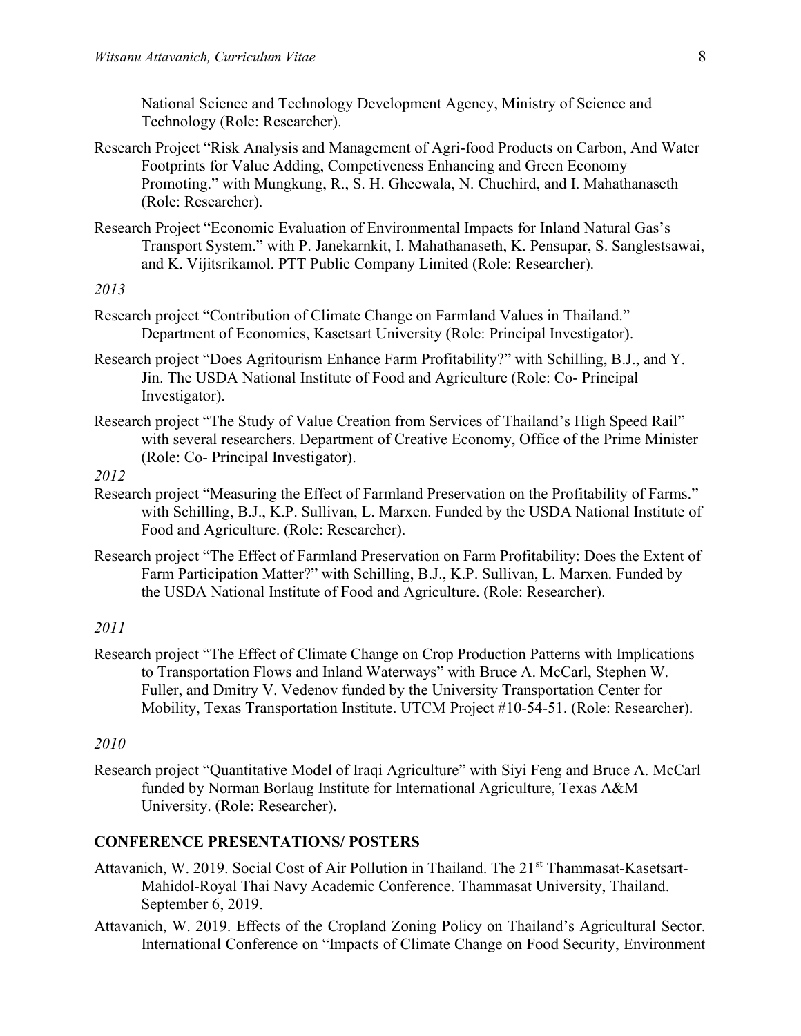National Science and Technology Development Agency, Ministry of Science and Technology (Role: Researcher).

Research Project "Risk Analysis and Management of Agri-food Products on Carbon, And Water Footprints for Value Adding, Competiveness Enhancing and Green Economy Promoting." with Mungkung, R., S. H. Gheewala, N. Chuchird, and I. Mahathanaseth (Role: Researcher).

Research Project "Economic Evaluation of Environmental Impacts for Inland Natural Gas's Transport System." with P. Janekarnkit, I. Mahathanaseth, K. Pensupar, S. Sanglestsawai, and K. Vijitsrikamol. PTT Public Company Limited (Role: Researcher).

*2013*

Research project "Contribution of Climate Change on Farmland Values in Thailand." Department of Economics, Kasetsart University (Role: Principal Investigator).

Research project "Does Agritourism Enhance Farm Profitability?" with Schilling, B.J., and Y. Jin. The USDA National Institute of Food and Agriculture (Role: Co- Principal Investigator).

Research project "The Study of Value Creation from Services of Thailand's High Speed Rail" with several researchers. Department of Creative Economy, Office of the Prime Minister (Role: Co- Principal Investigator).

*2012*

Research project "Measuring the Effect of Farmland Preservation on the Profitability of Farms." with Schilling, B.J., K.P. Sullivan, L. Marxen. Funded by the USDA National Institute of Food and Agriculture. (Role: Researcher).

Research project "The Effect of Farmland Preservation on Farm Profitability: Does the Extent of Farm Participation Matter?" with Schilling, B.J., K.P. Sullivan, L. Marxen. Funded by the USDA National Institute of Food and Agriculture. (Role: Researcher).

*2011*

Research project "The Effect of Climate Change on Crop Production Patterns with Implications to Transportation Flows and Inland Waterways" with Bruce A. McCarl, Stephen W. Fuller, and Dmitry V. Vedenov funded by the University Transportation Center for Mobility, Texas Transportation Institute. UTCM Project #10-54-51. (Role: Researcher).

*2010*

Research project "Quantitative Model of Iraqi Agriculture" with Siyi Feng and Bruce A. McCarl funded by Norman Borlaug Institute for International Agriculture, Texas A&M University. (Role: Researcher).

**CONFERENCE PRESENTATIONS/ POSTERS**

Attavanich, W. 2019. Social Cost of Air Pollution in Thailand. The 21st Thammasat-Kasetsart-Mahidol-Royal Thai Navy Academic Conference. Thammasat University, Thailand. September 6, 2019.

Attavanich, W. 2019. Effects of the Cropland Zoning Policy on Thailand's Agricultural Sector. International Conference on "Impacts of Climate Change on Food Security, Environment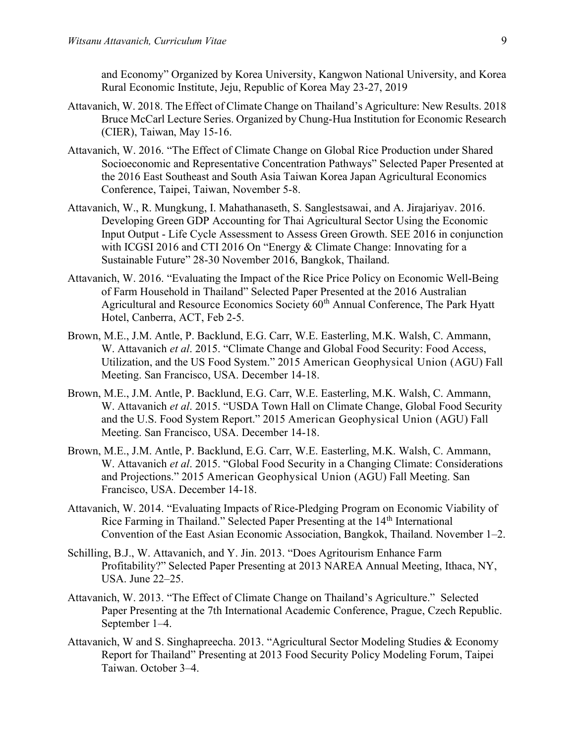and Economy" Organized by Korea University, Kangwon National University, and Korea Rural Economic Institute, Jeju, Republic of Korea May 23-27, 2019

Attavanich, W. 2018. The Effect of Climate Change on Thailand's Agriculture: New Results. 2018 Bruce McCarl Lecture Series. Organized by Chung-Hua Institution for Economic Research (CIER), Taiwan, May 15-16.

Attavanich, W. 2016. "The Effect of Climate Change on Global Rice Production under Shared Socioeconomic and Representative Concentration Pathways" Selected Paper Presented at the 2016 East Southeast and South Asia Taiwan Korea Japan Agricultural Economics Conference, Taipei, Taiwan, November 5-8.

Attavanich, W., R. Mungkung, I. Mahathanaseth, S. Sanglestsawai, and A. Jirajariyav. 2016. Developing Green GDP Accounting for Thai Agricultural Sector Using the Economic Input Output - Life Cycle Assessment to Assess Green Growth. SEE 2016 in conjunction with ICGSI 2016 and CTI 2016 On "Energy & Climate Change: Innovating for a Sustainable Future" 28-30 November 2016, Bangkok, Thailand.

Attavanich, W. 2016. "Evaluating the Impact of the Rice Price Policy on Economic Well-Being of Farm Household in Thailand" Selected Paper Presented at the 2016 Australian Agricultural and Resource Economics Society 60th Annual Conference, The Park Hyatt Hotel, Canberra, ACT, Feb 2-5.

Brown, M.E., J.M. Antle, P. Backlund, E.G. Carr, W.E. Easterling, M.K. Walsh, C. Ammann, W. Attavanich *et al*. 2015. "Climate Change and Global Food Security: Food Access, Utilization, and the US Food System." 2015 American Geophysical Union (AGU) Fall Meeting. San Francisco, USA. December 14-18.

Brown, M.E., J.M. Antle, P. Backlund, E.G. Carr, W.E. Easterling, M.K. Walsh, C. Ammann, W. Attavanich *et al*. 2015. "USDA Town Hall on Climate Change, Global Food Security and the U.S. Food System Report." 2015 American Geophysical Union (AGU) Fall Meeting. San Francisco, USA. December 14-18.

Brown, M.E., J.M. Antle, P. Backlund, E.G. Carr, W.E. Easterling, M.K. Walsh, C. Ammann, W. Attavanich *et al*. 2015. "Global Food Security in a Changing Climate: Considerations and Projections." 2015 American Geophysical Union (AGU) Fall Meeting. San Francisco, USA. December 14-18.

Attavanich, W. 2014. "Evaluating Impacts of Rice-Pledging Program on Economic Viability of Rice Farming in Thailand." Selected Paper Presenting at the 14th International Convention of the East Asian Economic Association, Bangkok, Thailand. November 1–2.

Schilling, B.J., W. Attavanich, and Y. Jin. 2013. "Does Agritourism Enhance Farm Profitability?" Selected Paper Presenting at 2013 NAREA Annual Meeting, Ithaca, NY, USA. June 22–25.

Attavanich, W. 2013. "The Effect of Climate Change on Thailand's Agriculture." Selected Paper Presenting at the 7th International Academic Conference, Prague, Czech Republic. September 1–4.

Attavanich, W and S. Singhapreecha. 2013. "Agricultural Sector Modeling Studies & Economy Report for Thailand" Presenting at 2013 Food Security Policy Modeling Forum, Taipei Taiwan. October 3–4.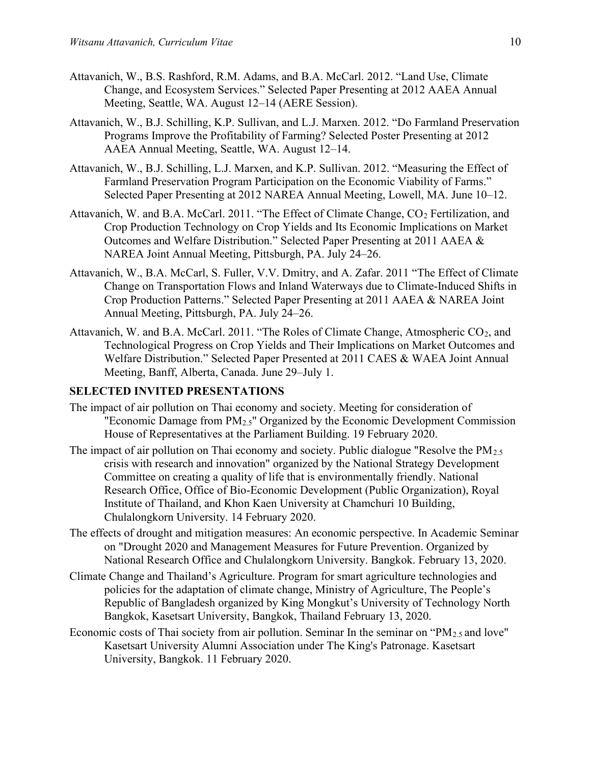Attavanich, W., B.S. Rashford, R.M. Adams, and B.A. McCarl. 2012. "Land Use, Climate Change, and Ecosystem Services." Selected Paper Presenting at 2012 AAEA Annual Meeting, Seattle, WA. August 12–14 (AERE Session).

Attavanich, W., B.J. Schilling, K.P. Sullivan, and L.J. Marxen. 2012. "Do Farmland Preservation Programs Improve the Profitability of Farming? Selected Poster Presenting at 2012 AAEA Annual Meeting, Seattle, WA. August 12–14.

Attavanich, W., B.J. Schilling, L.J. Marxen, and K.P. Sullivan. 2012. "Measuring the Effect of Farmland Preservation Program Participation on the Economic Viability of Farms." Selected Paper Presenting at 2012 NAREA Annual Meeting, Lowell, MA. June 10–12.

Attavanich, W. and B.A. McCarl. 2011. "The Effect of Climate Change, $CO_2$ Fertilization, and Crop Production Technology on Crop Yields and Its Economic Implications on Market Outcomes and Welfare Distribution." Selected Paper Presenting at 2011 AAEA & NAREA Joint Annual Meeting, Pittsburgh, PA. July 24–26.

Attavanich, W., B.A. McCarl, S. Fuller, V.V. Dmitry, and A. Zafar. 2011 "The Effect of Climate Change on Transportation Flows and Inland Waterways due to Climate-Induced Shifts in Crop Production Patterns." Selected Paper Presenting at 2011 AAEA & NAREA Joint Annual Meeting, Pittsburgh, PA. July 24–26.

Attavanich, W. and B.A. McCarl. 2011. "The Roles of Climate Change, Atmospheric $CO_2$, and Technological Progress on Crop Yields and Their Implications on Market Outcomes and Welfare Distribution." Selected Paper Presented at 2011 CAES & WAEA Joint Annual Meeting, Banff, Alberta, Canada. June 29–July 1.

## SELECTED INVITED PRESENTATIONS

The impact of air pollution on Thai economy and society. Meeting for consideration of "Economic Damage from $PM_{2.5}$" Organized by the Economic Development Commission House of Representatives at the Parliament Building. 19 February 2020.

The impact of air pollution on Thai economy and society. Public dialogue "Resolve the $PM_{2.5}$ crisis with research and innovation" organized by the National Strategy Development Committee on creating a quality of life that is environmentally friendly. National Research Office, Office of Bio-Economic Development (Public Organization), Royal Institute of Thailand, and Khon Kaen University at Chamchuri 10 Building, Chulalongkorn University. 14 February 2020.

The effects of drought and mitigation measures: An economic perspective. In Academic Seminar on "Drought 2020 and Management Measures for Future Prevention. Organized by National Research Office and Chulalongkorn University. Bangkok. February 13, 2020.

Climate Change and Thailand's Agriculture. Program for smart agriculture technologies and policies for the adaptation of climate change, Ministry of Agriculture, The People's Republic of Bangladesh organized by King Mongkut's University of Technology North Bangkok, Kasetsart University, Bangkok, Thailand February 13, 2020.

Economic costs of Thai society from air pollution. Seminar In the seminar on "$PM_{2.5}$ and love" Kasetsart University Alumni Association under The King's Patronage. Kasetsart University, Bangkok. 11 February 2020.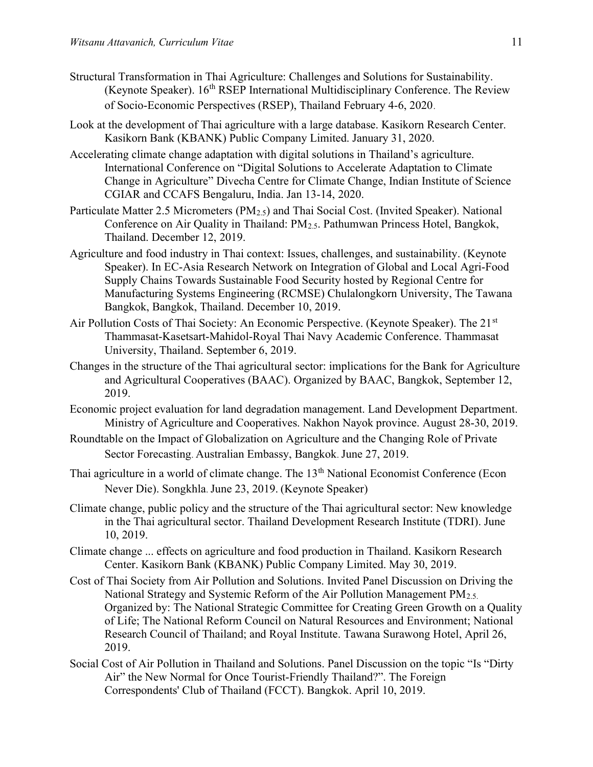Structural Transformation in Thai Agriculture: Challenges and Solutions for Sustainability. (Keynote Speaker). 16th RSEP International Multidisciplinary Conference. The Review of Socio-Economic Perspectives (RSEP), Thailand February 4-6, 2020.

Look at the development of Thai agriculture with a large database. Kasikorn Research Center. Kasikorn Bank (KBANK) Public Company Limited. January 31, 2020.

Accelerating climate change adaptation with digital solutions in Thailand's agriculture. International Conference on "Digital Solutions to Accelerate Adaptation to Climate Change in Agriculture" Divecha Centre for Climate Change, Indian Institute of Science CGIAR and CCAFS Bengaluru, India. Jan 13-14, 2020.

Particulate Matter 2.5 Micrometers ($PM_{2.5}$) and Thai Social Cost. (Invited Speaker). National Conference on Air Quality in Thailand: $PM_{2.5}$. Pathumwan Princess Hotel, Bangkok, Thailand. December 12, 2019.

Agriculture and food industry in Thai context: Issues, challenges, and sustainability. (Keynote Speaker). In EC-Asia Research Network on Integration of Global and Local Agri-Food Supply Chains Towards Sustainable Food Security hosted by Regional Centre for Manufacturing Systems Engineering (RCMSE) Chulalongkorn University, The Tawana Bangkok, Bangkok, Thailand. December 10, 2019.

Air Pollution Costs of Thai Society: An Economic Perspective. (Keynote Speaker). The 21st Thammasat-Kasetsart-Mahidol-Royal Thai Navy Academic Conference. Thammasat University, Thailand. September 6, 2019.

Changes in the structure of the Thai agricultural sector: implications for the Bank for Agriculture and Agricultural Cooperatives (BAAC). Organized by BAAC, Bangkok, September 12, 2019.

Economic project evaluation for land degradation management. Land Development Department. Ministry of Agriculture and Cooperatives. Nakhon Nayok province. August 28-30, 2019.

Roundtable on the Impact of Globalization on Agriculture and the Changing Role of Private Sector Forecasting. Australian Embassy, Bangkok. June 27, 2019.

Thai agriculture in a world of climate change. The 13th National Economist Conference (Econ Never Die). Songkhla. June 23, 2019. (Keynote Speaker)

Climate change, public policy and the structure of the Thai agricultural sector: New knowledge in the Thai agricultural sector. Thailand Development Research Institute (TDRI). June 10, 2019.

Climate change ... effects on agriculture and food production in Thailand. Kasikorn Research Center. Kasikorn Bank (KBANK) Public Company Limited. May 30, 2019.

Cost of Thai Society from Air Pollution and Solutions. Invited Panel Discussion on Driving the National Strategy and Systemic Reform of the Air Pollution Management $PM_{2.5}$. Organized by: The National Strategic Committee for Creating Green Growth on a Quality of Life; The National Reform Council on Natural Resources and Environment; National Research Council of Thailand; and Royal Institute. Tawana Surawong Hotel, April 26, 2019.

Social Cost of Air Pollution in Thailand and Solutions. Panel Discussion on the topic "Is "Dirty Air" the New Normal for Once Tourist-Friendly Thailand?". The Foreign Correspondents' Club of Thailand (FCCT). Bangkok. April 10, 2019.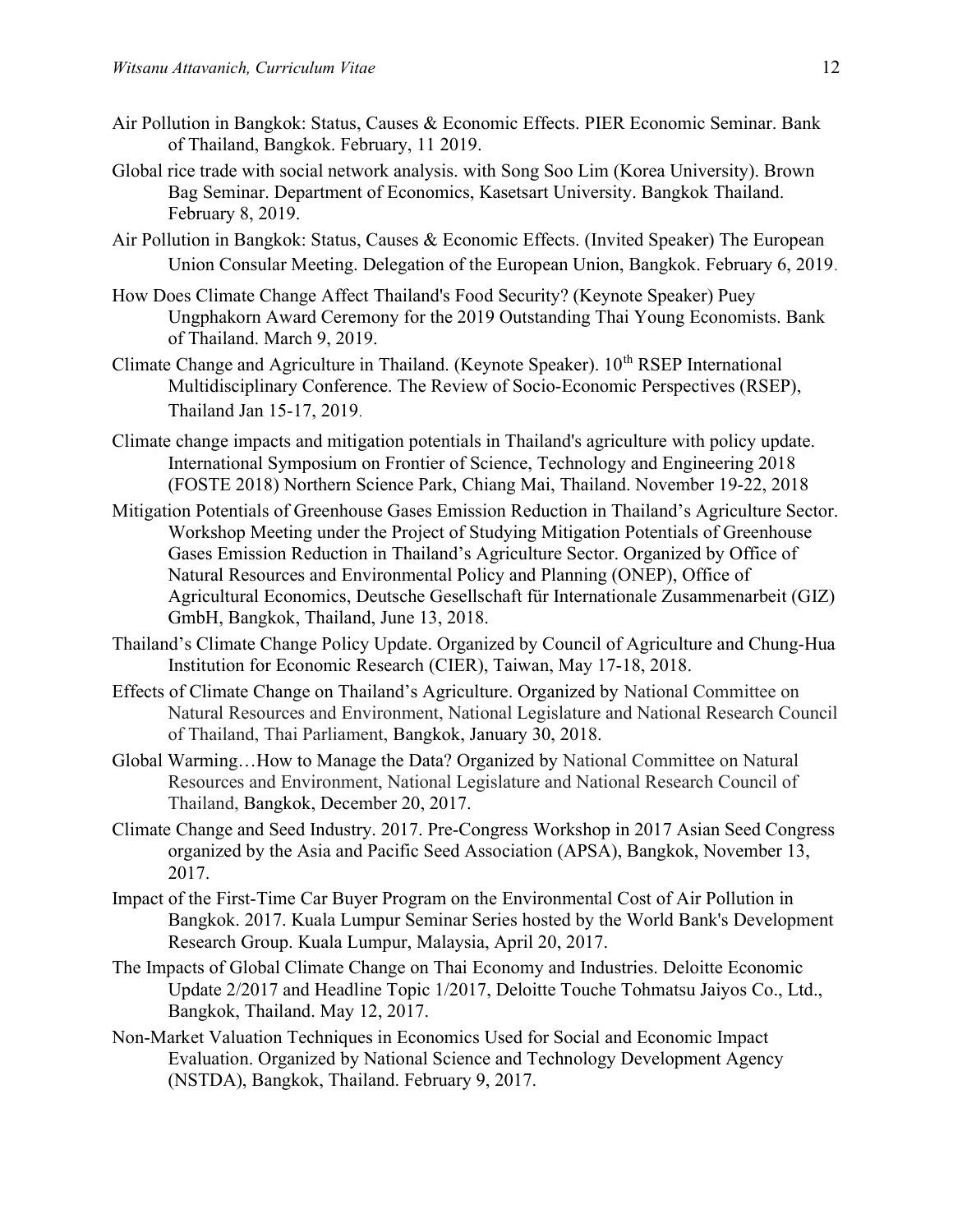Air Pollution in Bangkok: Status, Causes & Economic Effects. PIER Economic Seminar. Bank of Thailand, Bangkok. February, 11 2019.

Global rice trade with social network analysis. with Song Soo Lim (Korea University). Brown Bag Seminar. Department of Economics, Kasetsart University. Bangkok Thailand. February 8, 2019.

Air Pollution in Bangkok: Status, Causes & Economic Effects. (Invited Speaker) The European Union Consular Meeting. Delegation of the European Union, Bangkok. February 6, 2019.

How Does Climate Change Affect Thailand's Food Security? (Keynote Speaker) Puey Ungphakorn Award Ceremony for the 2019 Outstanding Thai Young Economists. Bank of Thailand. March 9, 2019.

Climate Change and Agriculture in Thailand. (Keynote Speaker). 10th RSEP International Multidisciplinary Conference. The Review of Socio-Economic Perspectives (RSEP), Thailand Jan 15-17, 2019.

Climate change impacts and mitigation potentials in Thailand's agriculture with policy update. International Symposium on Frontier of Science, Technology and Engineering 2018 (FOSTE 2018) Northern Science Park, Chiang Mai, Thailand. November 19-22, 2018

Mitigation Potentials of Greenhouse Gases Emission Reduction in Thailand's Agriculture Sector. Workshop Meeting under the Project of Studying Mitigation Potentials of Greenhouse Gases Emission Reduction in Thailand's Agriculture Sector. Organized by Office of Natural Resources and Environmental Policy and Planning (ONEP), Office of Agricultural Economics, Deutsche Gesellschaft für Internationale Zusammenarbeit (GIZ) GmbH, Bangkok, Thailand, June 13, 2018.

Thailand's Climate Change Policy Update. Organized by Council of Agriculture and Chung-Hua Institution for Economic Research (CIER), Taiwan, May 17-18, 2018.

Effects of Climate Change on Thailand's Agriculture. Organized by National Committee on Natural Resources and Environment, National Legislature and National Research Council of Thailand, Thai Parliament, Bangkok, January 30, 2018.

Global Warming…How to Manage the Data? Organized by National Committee on Natural Resources and Environment, National Legislature and National Research Council of Thailand, Bangkok, December 20, 2017.

Climate Change and Seed Industry. 2017. Pre-Congress Workshop in 2017 Asian Seed Congress organized by the Asia and Pacific Seed Association (APSA), Bangkok, November 13, 2017.

Impact of the First-Time Car Buyer Program on the Environmental Cost of Air Pollution in Bangkok. 2017. Kuala Lumpur Seminar Series hosted by the World Bank's Development Research Group. Kuala Lumpur, Malaysia, April 20, 2017.

The Impacts of Global Climate Change on Thai Economy and Industries. Deloitte Economic Update 2/2017 and Headline Topic 1/2017, Deloitte Touche Tohmatsu Jaiyos Co., Ltd., Bangkok, Thailand. May 12, 2017.

Non-Market Valuation Techniques in Economics Used for Social and Economic Impact Evaluation. Organized by National Science and Technology Development Agency (NSTDA), Bangkok, Thailand. February 9, 2017.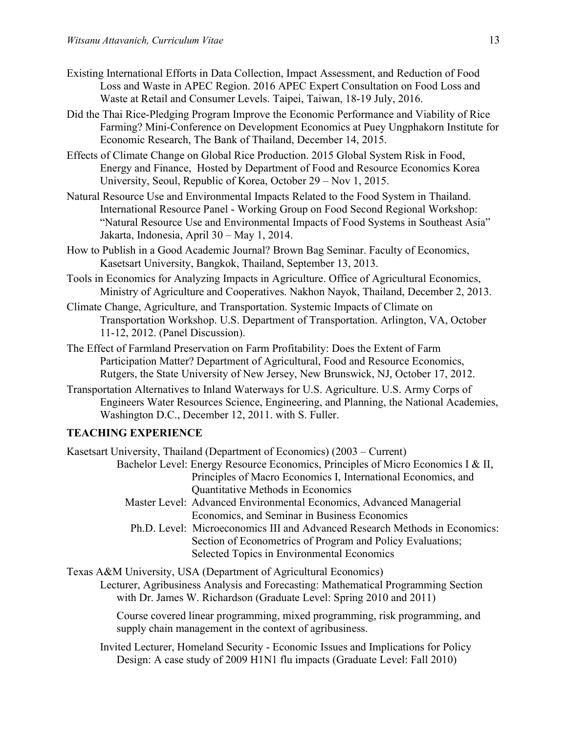Existing International Efforts in Data Collection, Impact Assessment, and Reduction of Food Loss and Waste in APEC Region. 2016 APEC Expert Consultation on Food Loss and Waste at Retail and Consumer Levels. Taipei, Taiwan, 18-19 July, 2016.

Did the Thai Rice-Pledging Program Improve the Economic Performance and Viability of Rice Farming? Mini-Conference on Development Economics at Puey Ungphakorn Institute for Economic Research, The Bank of Thailand, December 14, 2015.

Effects of Climate Change on Global Rice Production. 2015 Global System Risk in Food, Energy and Finance, Hosted by Department of Food and Resource Economics Korea University, Seoul, Republic of Korea, October 29 – Nov 1, 2015.

Natural Resource Use and Environmental Impacts Related to the Food System in Thailand. International Resource Panel - Working Group on Food Second Regional Workshop: "Natural Resource Use and Environmental Impacts of Food Systems in Southeast Asia" Jakarta, Indonesia, April 30 – May 1, 2014.

How to Publish in a Good Academic Journal? Brown Bag Seminar. Faculty of Economics, Kasetsart University, Bangkok, Thailand, September 13, 2013.

Tools in Economics for Analyzing Impacts in Agriculture. Office of Agricultural Economics, Ministry of Agriculture and Cooperatives. Nakhon Nayok, Thailand, December 2, 2013.

Climate Change, Agriculture, and Transportation. Systemic Impacts of Climate on Transportation Workshop. U.S. Department of Transportation. Arlington, VA, October 11-12, 2012. (Panel Discussion).

The Effect of Farmland Preservation on Farm Profitability: Does the Extent of Farm Participation Matter? Department of Agricultural, Food and Resource Economics, Rutgers, the State University of New Jersey, New Brunswick, NJ, October 17, 2012.

Transportation Alternatives to Inland Waterways for U.S. Agriculture. U.S. Army Corps of Engineers Water Resources Science, Engineering, and Planning, the National Academies, Washington D.C., December 12, 2011. with S. Fuller.

## TEACHING EXPERIENCE

Kasetsart University, Thailand (Department of Economics) (2003 – Current)

Bachelor Level: Energy Resource Economics, Principles of Micro Economics I & II, Principles of Macro Economics I, International Economics, and Quantitative Methods in Economics

Master Level: Advanced Environmental Economics, Advanced Managerial Economics, and Seminar in Business Economics

Ph.D. Level: Microeconomics III and Advanced Research Methods in Economics: Section of Econometrics of Program and Policy Evaluations; Selected Topics in Environmental Economics

Texas A&M University, USA (Department of Agricultural Economics)

Lecturer, Agribusiness Analysis and Forecasting: Mathematical Programming Section with Dr. James W. Richardson (Graduate Level: Spring 2010 and 2011)

Course covered linear programming, mixed programming, risk programming, and supply chain management in the context of agribusiness.

Invited Lecturer, Homeland Security - Economic Issues and Implications for Policy Design: A case study of 2009 H1N1 flu impacts (Graduate Level: Fall 2010)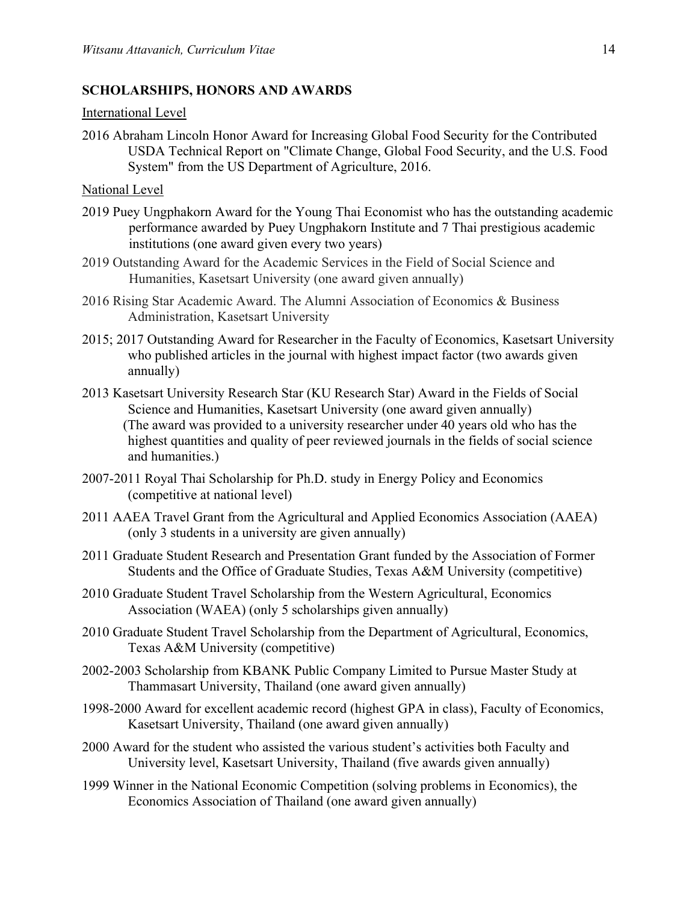## SCHOLARSHIPS, HONORS AND AWARDS

International Level

2016 Abraham Lincoln Honor Award for Increasing Global Food Security for the Contributed USDA Technical Report on "Climate Change, Global Food Security, and the U.S. Food System" from the US Department of Agriculture, 2016.

National Level

2019 Puey Ungphakorn Award for the Young Thai Economist who has the outstanding academic performance awarded by Puey Ungphakorn Institute and 7 Thai prestigious academic institutions (one award given every two years)

2019 Outstanding Award for the Academic Services in the Field of Social Science and Humanities, Kasetsart University (one award given annually)

2016 Rising Star Academic Award. The Alumni Association of Economics & Business Administration, Kasetsart University

2015; 2017 Outstanding Award for Researcher in the Faculty of Economics, Kasetsart University who published articles in the journal with highest impact factor (two awards given annually)

2013 Kasetsart University Research Star (KU Research Star) Award in the Fields of Social Science and Humanities, Kasetsart University (one award given annually) (The award was provided to a university researcher under 40 years old who has the highest quantities and quality of peer reviewed journals in the fields of social science and humanities.)

2007-2011 Royal Thai Scholarship for Ph.D. study in Energy Policy and Economics (competitive at national level)

2011 AAEA Travel Grant from the Agricultural and Applied Economics Association (AAEA) (only 3 students in a university are given annually)

2011 Graduate Student Research and Presentation Grant funded by the Association of Former Students and the Office of Graduate Studies, Texas A&M University (competitive)

2010 Graduate Student Travel Scholarship from the Western Agricultural, Economics Association (WAEA) (only 5 scholarships given annually)

2010 Graduate Student Travel Scholarship from the Department of Agricultural, Economics, Texas A&M University (competitive)

2002-2003 Scholarship from KBANK Public Company Limited to Pursue Master Study at Thammasart University, Thailand (one award given annually)

1998-2000 Award for excellent academic record (highest GPA in class), Faculty of Economics, Kasetsart University, Thailand (one award given annually)

2000 Award for the student who assisted the various student's activities both Faculty and University level, Kasetsart University, Thailand (five awards given annually)

1999 Winner in the National Economic Competition (solving problems in Economics), the Economics Association of Thailand (one award given annually)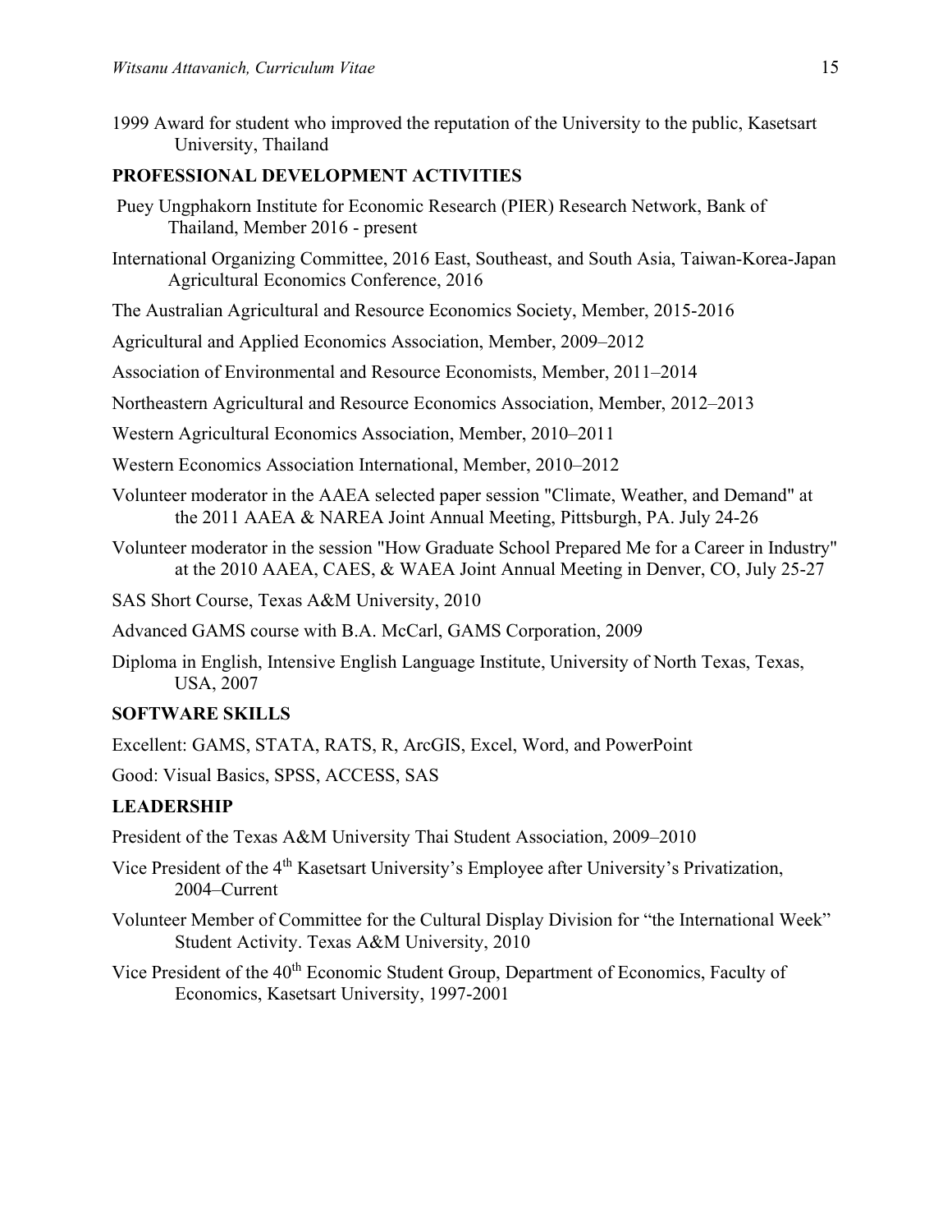1999 Award for student who improved the reputation of the University to the public, Kasetsart University, Thailand

## PROFESSIONAL DEVELOPMENT ACTIVITIES

Puey Ungphakorn Institute for Economic Research (PIER) Research Network, Bank of Thailand, Member 2016 - present

International Organizing Committee, 2016 East, Southeast, and South Asia, Taiwan-Korea-Japan Agricultural Economics Conference, 2016

The Australian Agricultural and Resource Economics Society, Member, 2015-2016

Agricultural and Applied Economics Association, Member, 2009–2012

Association of Environmental and Resource Economists, Member, 2011–2014

Northeastern Agricultural and Resource Economics Association, Member, 2012–2013

Western Agricultural Economics Association, Member, 2010–2011

Western Economics Association International, Member, 2010–2012

Volunteer moderator in the AAEA selected paper session "Climate, Weather, and Demand" at the 2011 AAEA & NAREA Joint Annual Meeting, Pittsburgh, PA. July 24-26

Volunteer moderator in the session "How Graduate School Prepared Me for a Career in Industry" at the 2010 AAEA, CAES, & WAEA Joint Annual Meeting in Denver, CO, July 25-27

SAS Short Course, Texas A&M University, 2010

Advanced GAMS course with B.A. McCarl, GAMS Corporation, 2009

Diploma in English, Intensive English Language Institute, University of North Texas, Texas, USA, 2007

## SOFTWARE SKILLS

Excellent: GAMS, STATA, RATS, R, ArcGIS, Excel, Word, and PowerPoint

Good: Visual Basics, SPSS, ACCESS, SAS

## LEADERSHIP

President of the Texas A&M University Thai Student Association, 2009–2010

Vice President of the 4th Kasetsart University's Employee after University's Privatization, 2004–Current

Volunteer Member of Committee for the Cultural Display Division for "the International Week" Student Activity. Texas A&M University, 2010

Vice President of the 40th Economic Student Group, Department of Economics, Faculty of Economics, Kasetsart University, 1997-2001